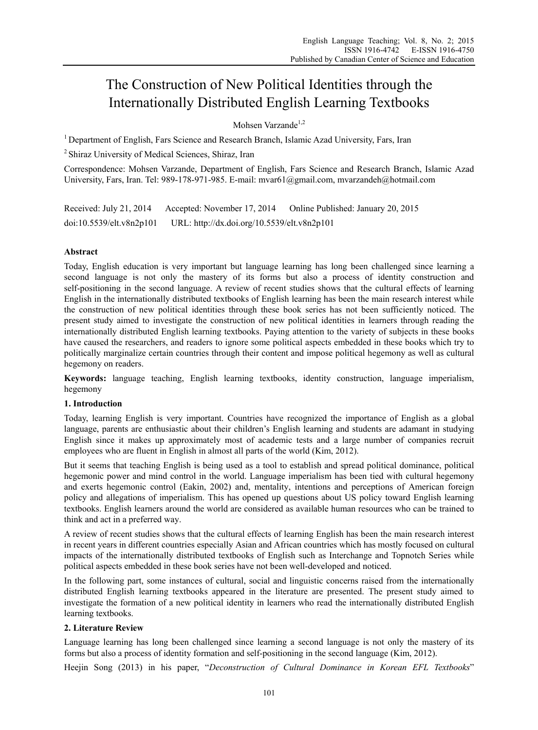# The Construction of New Political Identities through the Internationally Distributed English Learning Textbooks

Mohsen Varzande[1,2]

[1] Department of English, Fars Science and Research Branch, Islamic Azad University, Fars, Iran

[2] Shiraz University of Medical Sciences, Shiraz, Iran

Correspondence: Mohsen Varzande, Department of English, Fars Science and Research Branch, Islamic Azad University, Fars, Iran. Tel: 989-178-971-985. E-mail: mvar61@gmail.com, mvarzandeh@hotmail.com

Received: July 21, 2014 Accepted: November 17, 2014 Online Published: January 20, 2015

doi:10.5539/elt.v8n2p101 URL: http://dx.doi.org/10.5539/elt.v8n2p101

## Abstract

Today, English education is very important but language learning has long been challenged since learning a second language is not only the mastery of its forms but also a process of identity construction and self-positioning in the second language. A review of recent studies shows that the cultural effects of learning English in the internationally distributed textbooks of English learning has been the main research interest while the construction of new political identities through these book series has not been sufficiently noticed. The present study aimed to investigate the construction of new political identities in learners through reading the internationally distributed English learning textbooks. Paying attention to the variety of subjects in these books have caused the researchers, and readers to ignore some political aspects embedded in these books which try to politically marginalize certain countries through their content and impose political hegemony as well as cultural hegemony on readers.

**Keywords:** language teaching, English learning textbooks, identity construction, language imperialism, hegemony

## 1. Introduction

Today, learning English is very important. Countries have recognized the importance of English as a global language, parents are enthusiastic about their children's English learning and students are adamant in studying English since it makes up approximately most of academic tests and a large number of companies recruit employees who are fluent in English in almost all parts of the world (Kim, 2012).

But it seems that teaching English is being used as a tool to establish and spread political dominance, political hegemonic power and mind control in the world. Language imperialism has been tied with cultural hegemony and exerts hegemonic control (Eakin, 2002) and, mentality, intentions and perceptions of American foreign policy and allegations of imperialism. This has opened up questions about US policy toward English learning textbooks. English learners around the world are considered as available human resources who can be trained to think and act in a preferred way.

A review of recent studies shows that the cultural effects of learning English has been the main research interest in recent years in different countries especially Asian and African countries which has mostly focused on cultural impacts of the internationally distributed textbooks of English such as Interchange and Topnotch Series while political aspects embedded in these book series have not been well-developed and noticed.

In the following part, some instances of cultural, social and linguistic concerns raised from the internationally distributed English learning textbooks appeared in the literature are presented. The present study aimed to investigate the formation of a new political identity in learners who read the internationally distributed English learning textbooks.

## 2. Literature Review

Language learning has long been challenged since learning a second language is not only the mastery of its forms but also a process of identity formation and self-positioning in the second language (Kim, 2012).

Heejin Song (2013) in his paper, "*Deconstruction of Cultural Dominance in Korean EFL Textbooks*"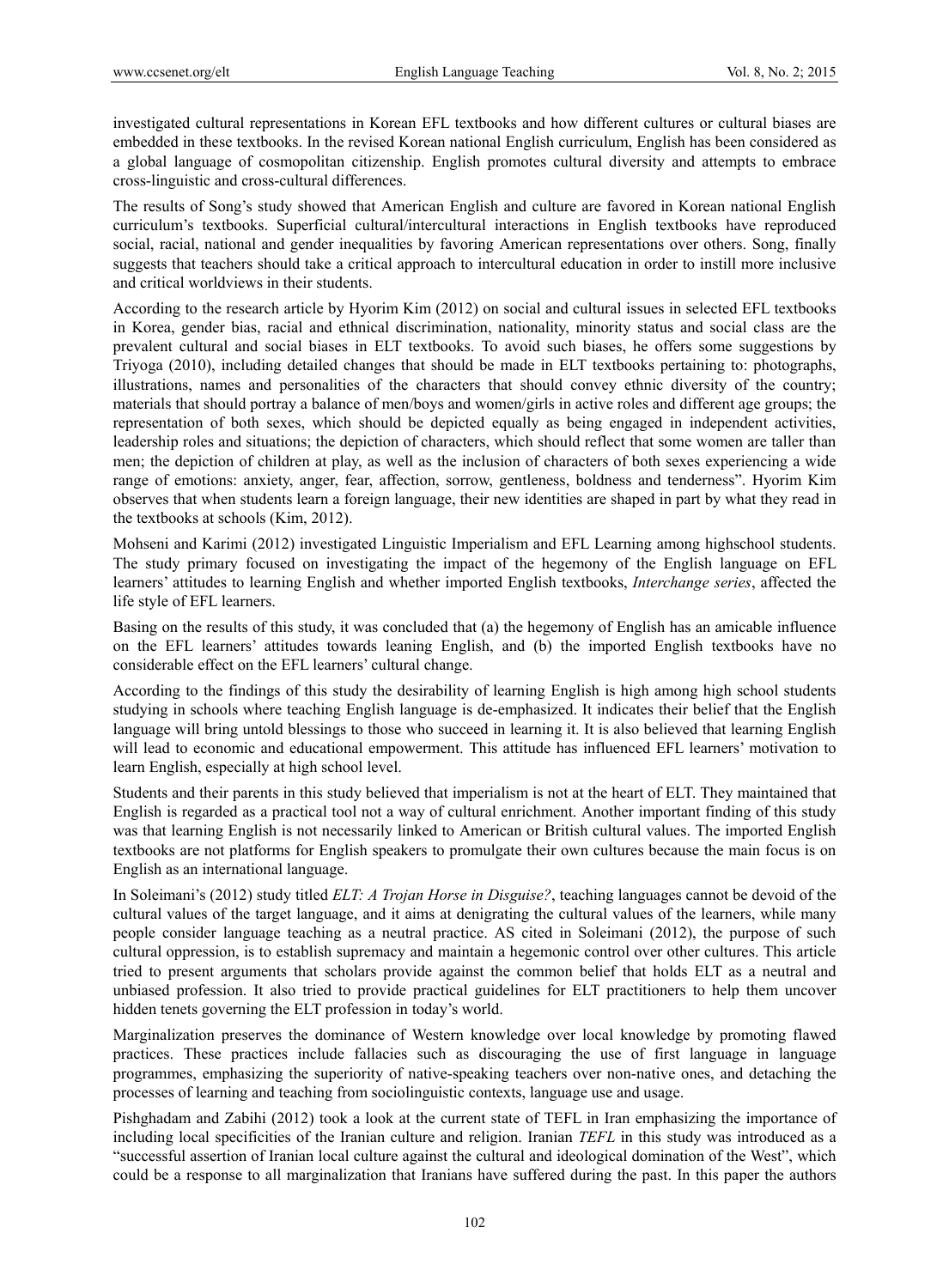investigated cultural representations in Korean EFL textbooks and how different cultures or cultural biases are embedded in these textbooks. In the revised Korean national English curriculum, English has been considered as a global language of cosmopolitan citizenship. English promotes cultural diversity and attempts to embrace cross-linguistic and cross-cultural differences.

The results of Song's study showed that American English and culture are favored in Korean national English curriculum's textbooks. Superficial cultural/intercultural interactions in English textbooks have reproduced social, racial, national and gender inequalities by favoring American representations over others. Song, finally suggests that teachers should take a critical approach to intercultural education in order to instill more inclusive and critical worldviews in their students.

According to the research article by Hyorim Kim (2012) on social and cultural issues in selected EFL textbooks in Korea, gender bias, racial and ethnical discrimination, nationality, minority status and social class are the prevalent cultural and social biases in ELT textbooks. To avoid such biases, he offers some suggestions by Triyoga (2010), including detailed changes that should be made in ELT textbooks pertaining to: photographs, illustrations, names and personalities of the characters that should convey ethnic diversity of the country; materials that should portray a balance of men/boys and women/girls in active roles and different age groups; the representation of both sexes, which should be depicted equally as being engaged in independent activities, leadership roles and situations; the depiction of characters, which should reflect that some women are taller than men; the depiction of children at play, as well as the inclusion of characters of both sexes experiencing a wide range of emotions: anxiety, anger, fear, affection, sorrow, gentleness, boldness and tenderness". Hyorim Kim observes that when students learn a foreign language, their new identities are shaped in part by what they read in the textbooks at schools (Kim, 2012).

Mohseni and Karimi (2012) investigated Linguistic Imperialism and EFL Learning among highschool students. The study primary focused on investigating the impact of the hegemony of the English language on EFL learners' attitudes to learning English and whether imported English textbooks, *Interchange series*, affected the life style of EFL learners.

Basing on the results of this study, it was concluded that (a) the hegemony of English has an amicable influence on the EFL learners' attitudes towards leaning English, and (b) the imported English textbooks have no considerable effect on the EFL learners' cultural change.

According to the findings of this study the desirability of learning English is high among high school students studying in schools where teaching English language is de-emphasized. It indicates their belief that the English language will bring untold blessings to those who succeed in learning it. It is also believed that learning English will lead to economic and educational empowerment. This attitude has influenced EFL learners' motivation to learn English, especially at high school level.

Students and their parents in this study believed that imperialism is not at the heart of ELT. They maintained that English is regarded as a practical tool not a way of cultural enrichment. Another important finding of this study was that learning English is not necessarily linked to American or British cultural values. The imported English textbooks are not platforms for English speakers to promulgate their own cultures because the main focus is on English as an international language.

In Soleimani's (2012) study titled *ELT: A Trojan Horse in Disguise?*, teaching languages cannot be devoid of the cultural values of the target language, and it aims at denigrating the cultural values of the learners, while many people consider language teaching as a neutral practice. AS cited in Soleimani (2012), the purpose of such cultural oppression, is to establish supremacy and maintain a hegemonic control over other cultures. This article tried to present arguments that scholars provide against the common belief that holds ELT as a neutral and unbiased profession. It also tried to provide practical guidelines for ELT practitioners to help them uncover hidden tenets governing the ELT profession in today's world.

Marginalization preserves the dominance of Western knowledge over local knowledge by promoting flawed practices. These practices include fallacies such as discouraging the use of first language in language programmes, emphasizing the superiority of native-speaking teachers over non-native ones, and detaching the processes of learning and teaching from sociolinguistic contexts, language use and usage.

Pishghadam and Zabihi (2012) took a look at the current state of TEFL in Iran emphasizing the importance of including local specificities of the Iranian culture and religion. Iranian *TEFL* in this study was introduced as a "successful assertion of Iranian local culture against the cultural and ideological domination of the West", which could be a response to all marginalization that Iranians have suffered during the past. In this paper the authors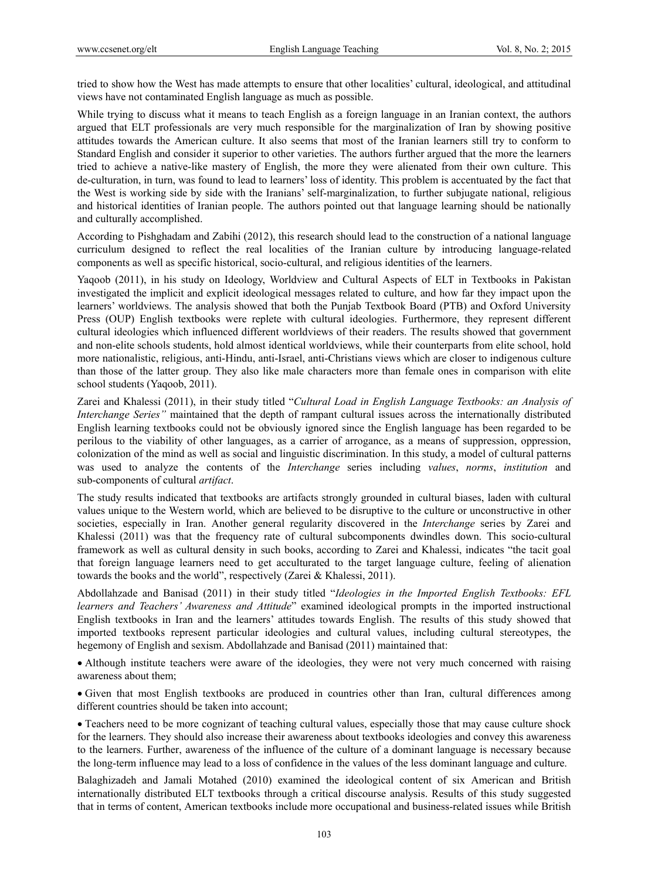tried to show how the West has made attempts to ensure that other localities' cultural, ideological, and attitudinal views have not contaminated English language as much as possible.

While trying to discuss what it means to teach English as a foreign language in an Iranian context, the authors argued that ELT professionals are very much responsible for the marginalization of Iran by showing positive attitudes towards the American culture. It also seems that most of the Iranian learners still try to conform to Standard English and consider it superior to other varieties. The authors further argued that the more the learners tried to achieve a native-like mastery of English, the more they were alienated from their own culture. This de-culturation, in turn, was found to lead to learners' loss of identity. This problem is accentuated by the fact that the West is working side by side with the Iranians' self-marginalization, to further subjugate national, religious and historical identities of Iranian people. The authors pointed out that language learning should be nationally and culturally accomplished.

According to Pishghadam and Zabihi (2012), this research should lead to the construction of a national language curriculum designed to reflect the real localities of the Iranian culture by introducing language-related components as well as specific historical, socio-cultural, and religious identities of the learners.

Yaqoob (2011), in his study on Ideology, Worldview and Cultural Aspects of ELT in Textbooks in Pakistan investigated the implicit and explicit ideological messages related to culture, and how far they impact upon the learners' worldviews. The analysis showed that both the Punjab Textbook Board (PTB) and Oxford University Press (OUP) English textbooks were replete with cultural ideologies. Furthermore, they represent different cultural ideologies which influenced different worldviews of their readers. The results showed that government and non-elite schools students, hold almost identical worldviews, while their counterparts from elite school, hold more nationalistic, religious, anti-Hindu, anti-Israel, anti-Christians views which are closer to indigenous culture than those of the latter group. They also like male characters more than female ones in comparison with elite school students (Yaqoob, 2011).

Zarei and Khalessi (2011), in their study titled "*Cultural Load in English Language Textbooks: an Analysis of Interchange Series"* maintained that the depth of rampant cultural issues across the internationally distributed English learning textbooks could not be obviously ignored since the English language has been regarded to be perilous to the viability of other languages, as a carrier of arrogance, as a means of suppression, oppression, colonization of the mind as well as social and linguistic discrimination. In this study, a model of cultural patterns was used to analyze the contents of the *Interchange* series including *values*, *norms*, *institution* and sub-components of cultural *artifact*.

The study results indicated that textbooks are artifacts strongly grounded in cultural biases, laden with cultural values unique to the Western world, which are believed to be disruptive to the culture or unconstructive in other societies, especially in Iran. Another general regularity discovered in the *Interchange* series by Zarei and Khalessi (2011) was that the frequency rate of cultural subcomponents dwindles down. This socio-cultural framework as well as cultural density in such books, according to Zarei and Khalessi, indicates "the tacit goal that foreign language learners need to get acculturated to the target language culture, feeling of alienation towards the books and the world", respectively (Zarei & Khalessi, 2011).

Abdollahzade and Banisad (2011) in their study titled "*Ideologies in the Imported English Textbooks: EFL learners and Teachers' Awareness and Attitude*" examined ideological prompts in the imported instructional English textbooks in Iran and the learners' attitudes towards English. The results of this study showed that imported textbooks represent particular ideologies and cultural values, including cultural stereotypes, the hegemony of English and sexism. Abdollahzade and Banisad (2011) maintained that:

- Although institute teachers were aware of the ideologies, they were not very much concerned with raising awareness about them;
- Given that most English textbooks are produced in countries other than Iran, cultural differences among different countries should be taken into account;
- Teachers need to be more cognizant of teaching cultural values, especially those that may cause culture shock for the learners. They should also increase their awareness about textbooks ideologies and convey this awareness to the learners. Further, awareness of the influence of the culture of a dominant language is necessary because the long-term influence may lead to a loss of confidence in the values of the less dominant language and culture.

Balaghizadeh and Jamali Motahed (2010) examined the ideological content of six American and British internationally distributed ELT textbooks through a critical discourse analysis. Results of this study suggested that in terms of content, American textbooks include more occupational and business-related issues while British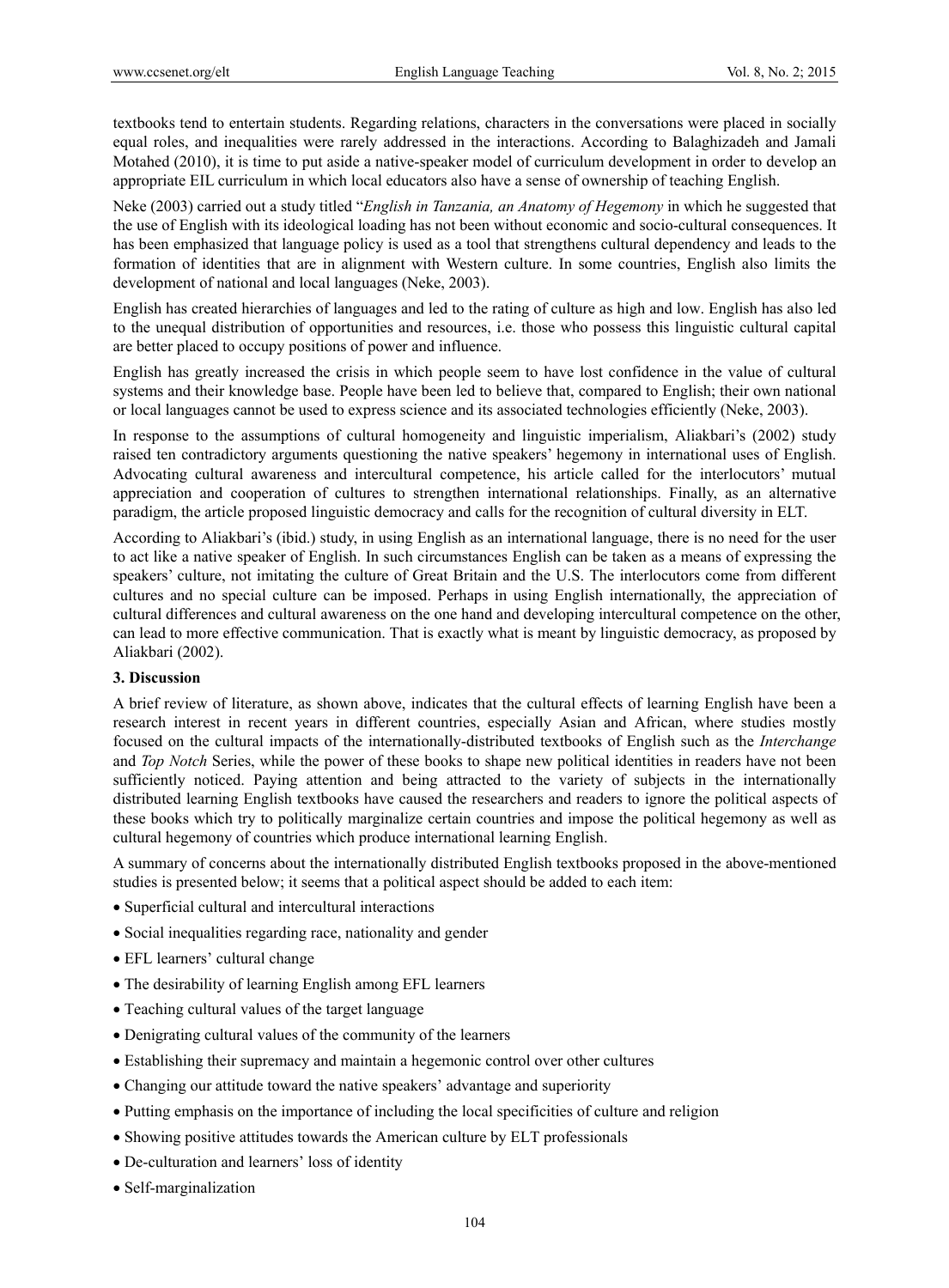textbooks tend to entertain students. Regarding relations, characters in the conversations were placed in socially equal roles, and inequalities were rarely addressed in the interactions. According to Balaghizadeh and Jamali Motahed (2010), it is time to put aside a native-speaker model of curriculum development in order to develop an appropriate EIL curriculum in which local educators also have a sense of ownership of teaching English.

Neke (2003) carried out a study titled "*English in Tanzania, an Anatomy of Hegemony* in which he suggested that the use of English with its ideological loading has not been without economic and socio-cultural consequences. It has been emphasized that language policy is used as a tool that strengthens cultural dependency and leads to the formation of identities that are in alignment with Western culture. In some countries, English also limits the development of national and local languages (Neke, 2003).

English has created hierarchies of languages and led to the rating of culture as high and low. English has also led to the unequal distribution of opportunities and resources, i.e. those who possess this linguistic cultural capital are better placed to occupy positions of power and influence.

English has greatly increased the crisis in which people seem to have lost confidence in the value of cultural systems and their knowledge base. People have been led to believe that, compared to English; their own national or local languages cannot be used to express science and its associated technologies efficiently (Neke, 2003).

In response to the assumptions of cultural homogeneity and linguistic imperialism, Aliakbari's (2002) study raised ten contradictory arguments questioning the native speakers' hegemony in international uses of English. Advocating cultural awareness and intercultural competence, his article called for the interlocutors' mutual appreciation and cooperation of cultures to strengthen international relationships. Finally, as an alternative paradigm, the article proposed linguistic democracy and calls for the recognition of cultural diversity in ELT.

According to Aliakbari's (ibid.) study, in using English as an international language, there is no need for the user to act like a native speaker of English. In such circumstances English can be taken as a means of expressing the speakers' culture, not imitating the culture of Great Britain and the U.S. The interlocutors come from different cultures and no special culture can be imposed. Perhaps in using English internationally, the appreciation of cultural differences and cultural awareness on the one hand and developing intercultural competence on the other, can lead to more effective communication. That is exactly what is meant by linguistic democracy, as proposed by Aliakbari (2002).

## 3. Discussion

A brief review of literature, as shown above, indicates that the cultural effects of learning English have been a research interest in recent years in different countries, especially Asian and African, where studies mostly focused on the cultural impacts of the internationally-distributed textbooks of English such as the *Interchange* and *Top Notch* Series, while the power of these books to shape new political identities in readers have not been sufficiently noticed. Paying attention and being attracted to the variety of subjects in the internationally distributed learning English textbooks have caused the researchers and readers to ignore the political aspects of these books which try to politically marginalize certain countries and impose the political hegemony as well as cultural hegemony of countries which produce international learning English.

A summary of concerns about the internationally distributed English textbooks proposed in the above-mentioned studies is presented below; it seems that a political aspect should be added to each item:

- Superficial cultural and intercultural interactions
- Social inequalities regarding race, nationality and gender
- EFL learners' cultural change
- The desirability of learning English among EFL learners
- Teaching cultural values of the target language
- Denigrating cultural values of the community of the learners
- Establishing their supremacy and maintain a hegemonic control over other cultures
- Changing our attitude toward the native speakers' advantage and superiority
- Putting emphasis on the importance of including the local specificities of culture and religion
- Showing positive attitudes towards the American culture by ELT professionals
- De-culturation and learners' loss of identity
- Self-marginalization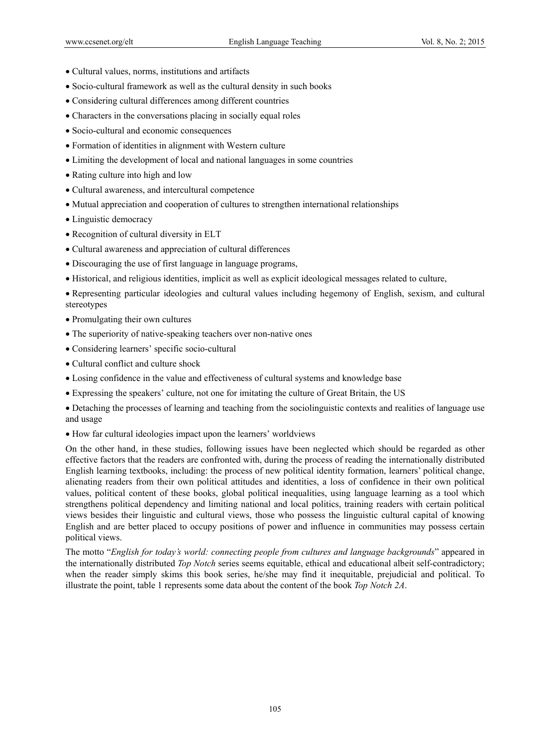- Cultural values, norms, institutions and artifacts
- Socio-cultural framework as well as the cultural density in such books
- Considering cultural differences among different countries
- Characters in the conversations placing in socially equal roles
- Socio-cultural and economic consequences
- Formation of identities in alignment with Western culture
- Limiting the development of local and national languages in some countries
- Rating culture into high and low
- Cultural awareness, and intercultural competence
- Mutual appreciation and cooperation of cultures to strengthen international relationships
- Linguistic democracy
- Recognition of cultural diversity in ELT
- Cultural awareness and appreciation of cultural differences
- Discouraging the use of first language in language programs,
- Historical, and religious identities, implicit as well as explicit ideological messages related to culture,
- Representing particular ideologies and cultural values including hegemony of English, sexism, and cultural stereotypes
- Promulgating their own cultures
- The superiority of native-speaking teachers over non-native ones
- Considering learners' specific socio-cultural
- Cultural conflict and culture shock
- Losing confidence in the value and effectiveness of cultural systems and knowledge base
- Expressing the speakers' culture, not one for imitating the culture of Great Britain, the US
- Detaching the processes of learning and teaching from the sociolinguistic contexts and realities of language use and usage
- How far cultural ideologies impact upon the learners' worldviews

On the other hand, in these studies, following issues have been neglected which should be regarded as other effective factors that the readers are confronted with, during the process of reading the internationally distributed English learning textbooks, including: the process of new political identity formation, learners' political change, alienating readers from their own political attitudes and identities, a loss of confidence in their own political values, political content of these books, global political inequalities, using language learning as a tool which strengthens political dependency and limiting national and local politics, training readers with certain political views besides their linguistic and cultural views, those who possess the linguistic cultural capital of knowing English and are better placed to occupy positions of power and influence in communities may possess certain political views.

The motto "*English for today's world: connecting people from cultures and language backgrounds*" appeared in the internationally distributed *Top Notch* series seems equitable, ethical and educational albeit self-contradictory; when the reader simply skims this book series, he/she may find it inequitable, prejudicial and political. To illustrate the point, table 1 represents some data about the content of the book *Top Notch 2A*.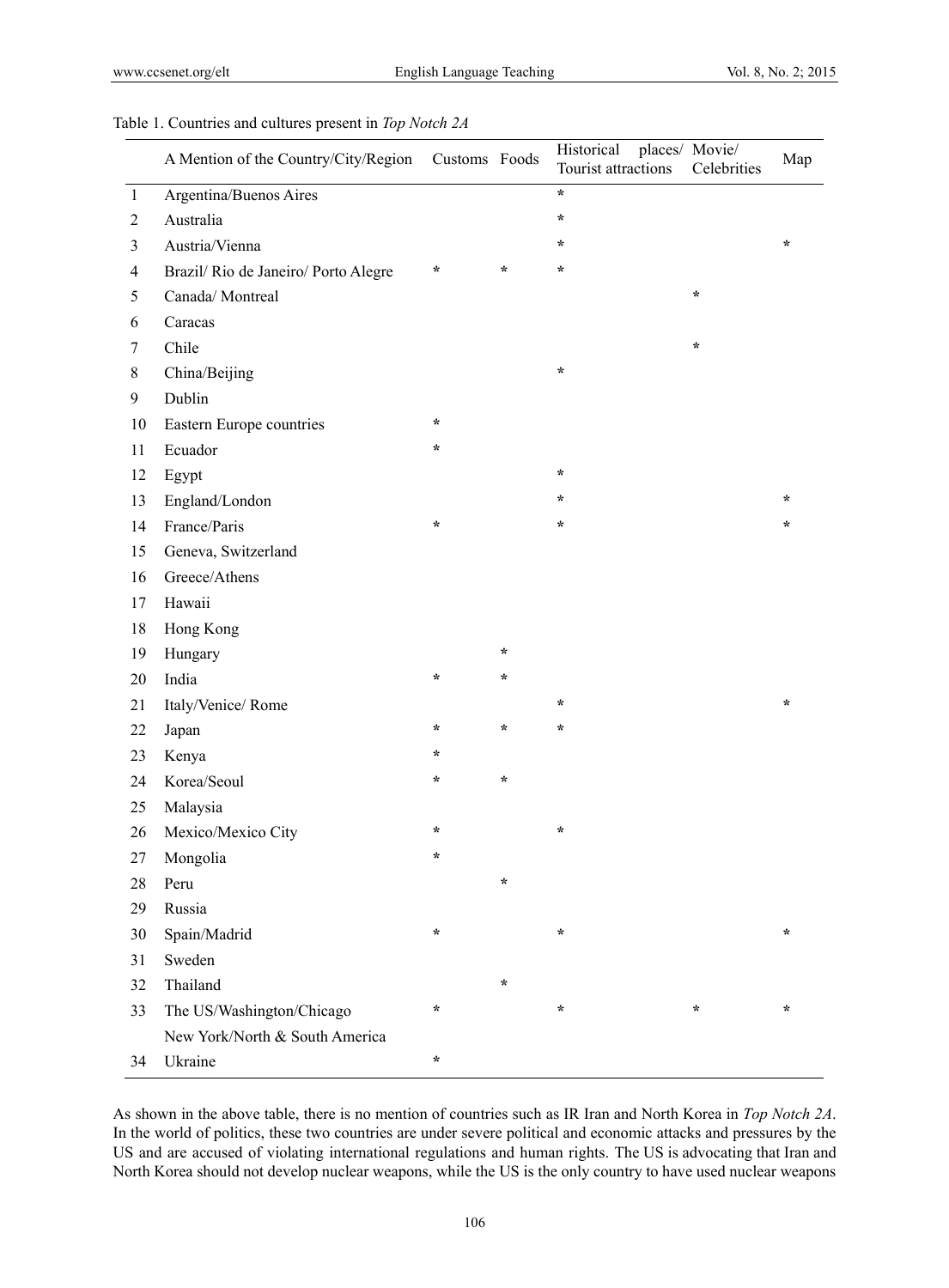Table 1. Countries and cultures present in *Top Notch 2A*

| | A Mention of the Country/City/Region | Customs | Foods | Historical places/ Tourist attractions | Movie/ Celebrities | Map |
|---|---|---|---|---|---|---|
| 1 | Argentina/Buenos Aires | | | * | | |
| 2 | Australia | | | * | | |
| 3 | Austria/Vienna | | | * | | * |
| 4 | Brazil/ Rio de Janeiro/ Porto Alegre | * | * | * | | |
| 5 | Canada/ Montreal | | | | * | |
| 6 | Caracas | | | | | |
| 7 | Chile | | | | * | |
| 8 | China/Beijing | | | * | | |
| 9 | Dublin | | | | | |
| 10 | Eastern Europe countries | * | | | | |
| 11 | Ecuador | * | | | | |
| 12 | Egypt | | | * | | |
| 13 | England/London | | | * | | * |
| 14 | France/Paris | * | | * | | * |
| 15 | Geneva, Switzerland | | | | | |
| 16 | Greece/Athens | | | | | |
| 17 | Hawaii | | | | | |
| 18 | Hong Kong | | | | | |
| 19 | Hungary | | * | | | |
| 20 | India | * | * | | | |
| 21 | Italy/Venice/ Rome | | | * | | * |
| 22 | Japan | * | * | * | | |
| 23 | Kenya | * | | | | |
| 24 | Korea/Seoul | * | * | | | |
| 25 | Malaysia | | | | | |
| 26 | Mexico/Mexico City | * | | * | | |
| 27 | Mongolia | * | | | | |
| 28 | Peru | | * | | | |
| 29 | Russia | | | | | |
| 30 | Spain/Madrid | * | | * | | * |
| 31 | Sweden | | | | | |
| 32 | Thailand | | * | | | |
| 33 | The US/Washington/Chicago New York/North & South America | * | | * | * | * |
| 34 | Ukraine | * | | | | |

As shown in the above table, there is no mention of countries such as IR Iran and North Korea in *Top Notch 2A*. In the world of politics, these two countries are under severe political and economic attacks and pressures by the US and are accused of violating international regulations and human rights. The US is advocating that Iran and North Korea should not develop nuclear weapons, while the US is the only country to have used nuclear weapons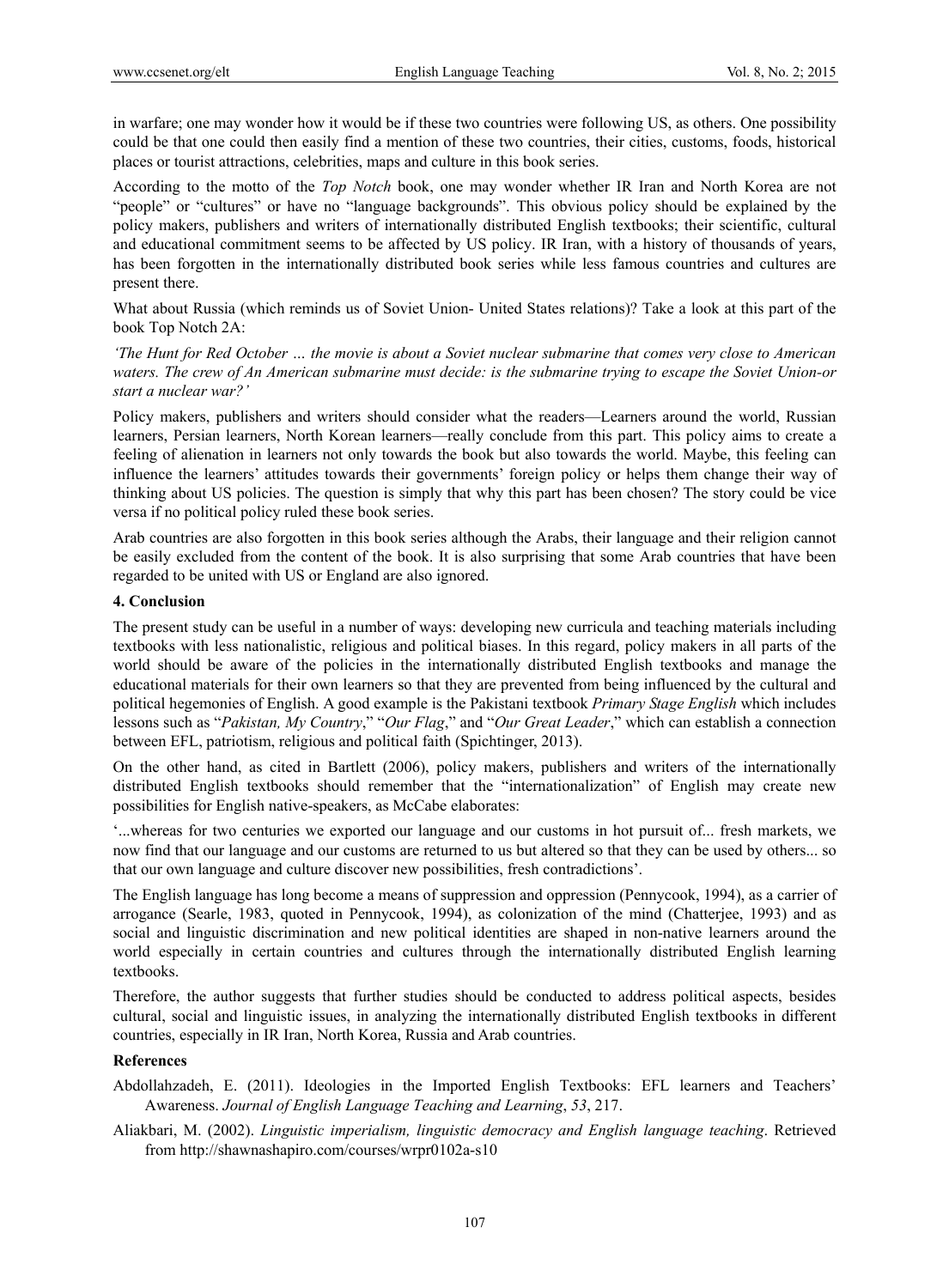in warfare; one may wonder how it would be if these two countries were following US, as others. One possibility could be that one could then easily find a mention of these two countries, their cities, customs, foods, historical places or tourist attractions, celebrities, maps and culture in this book series.

According to the motto of the *Top Notch* book, one may wonder whether IR Iran and North Korea are not "people" or "cultures" or have no "language backgrounds". This obvious policy should be explained by the policy makers, publishers and writers of internationally distributed English textbooks; their scientific, cultural and educational commitment seems to be affected by US policy. IR Iran, with a history of thousands of years, has been forgotten in the internationally distributed book series while less famous countries and cultures are present there.

What about Russia (which reminds us of Soviet Union- United States relations)? Take a look at this part of the book Top Notch 2A:

*'The Hunt for Red October … the movie is about a Soviet nuclear submarine that comes very close to American waters. The crew of An American submarine must decide: is the submarine trying to escape the Soviet Union-or start a nuclear war?'*

Policy makers, publishers and writers should consider what the readers—Learners around the world, Russian learners, Persian learners, North Korean learners—really conclude from this part. This policy aims to create a feeling of alienation in learners not only towards the book but also towards the world. Maybe, this feeling can influence the learners' attitudes towards their governments' foreign policy or helps them change their way of thinking about US policies. The question is simply that why this part has been chosen? The story could be vice versa if no political policy ruled these book series.

Arab countries are also forgotten in this book series although the Arabs, their language and their religion cannot be easily excluded from the content of the book. It is also surprising that some Arab countries that have been regarded to be united with US or England are also ignored.

## 4. Conclusion

The present study can be useful in a number of ways: developing new curricula and teaching materials including textbooks with less nationalistic, religious and political biases. In this regard, policy makers in all parts of the world should be aware of the policies in the internationally distributed English textbooks and manage the educational materials for their own learners so that they are prevented from being influenced by the cultural and political hegemonies of English. A good example is the Pakistani textbook *Primary Stage English* which includes lessons such as "*Pakistan, My Country*," "*Our Flag*," and "*Our Great Leader*," which can establish a connection between EFL, patriotism, religious and political faith (Spichtinger, 2013).

On the other hand, as cited in Bartlett (2006), policy makers, publishers and writers of the internationally distributed English textbooks should remember that the "internationalization" of English may create new possibilities for English native-speakers, as McCabe elaborates:

'...whereas for two centuries we exported our language and our customs in hot pursuit of... fresh markets, we now find that our language and our customs are returned to us but altered so that they can be used by others... so that our own language and culture discover new possibilities, fresh contradictions'.

The English language has long become a means of suppression and oppression (Pennycook, 1994), as a carrier of arrogance (Searle, 1983, quoted in Pennycook, 1994), as colonization of the mind (Chatterjee, 1993) and as social and linguistic discrimination and new political identities are shaped in non-native learners around the world especially in certain countries and cultures through the internationally distributed English learning textbooks.

Therefore, the author suggests that further studies should be conducted to address political aspects, besides cultural, social and linguistic issues, in analyzing the internationally distributed English textbooks in different countries, especially in IR Iran, North Korea, Russia and Arab countries.

## References

Abdollahzadeh, E. (2011). Ideologies in the Imported English Textbooks: EFL learners and Teachers' Awareness. *Journal of English Language Teaching and Learning*, *53*, 217.

Aliakbari, M. (2002). *Linguistic imperialism, linguistic democracy and English language teaching*. Retrieved from http://shawnashapiro.com/courses/wrpr0102a-s10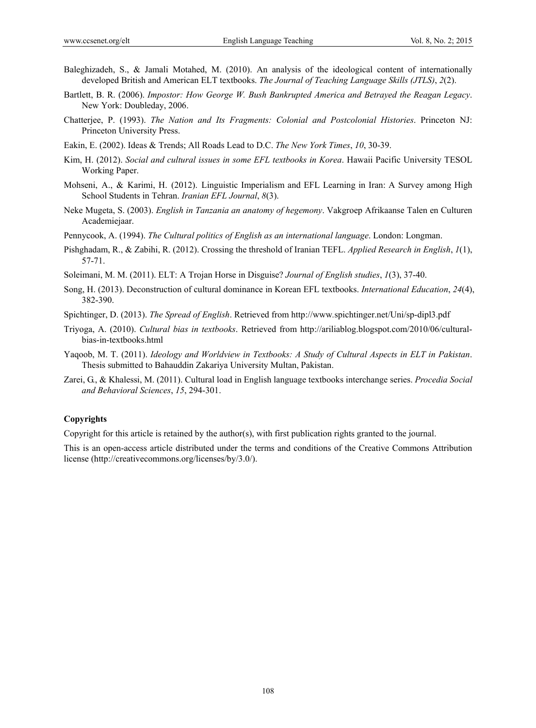Baleghizadeh, S., & Jamali Motahed, M. (2010). An analysis of the ideological content of internationally developed British and American ELT textbooks. *The Journal of Teaching Language Skills (JTLS)*, *2*(2).

Bartlett, B. R. (2006). *Impostor: How George W. Bush Bankrupted America and Betrayed the Reagan Legacy*. New York: Doubleday, 2006.

Chatterjee, P. (1993). *The Nation and Its Fragments: Colonial and Postcolonial Histories*. Princeton NJ: Princeton University Press.

Eakin, E. (2002). Ideas & Trends; All Roads Lead to D.C. *The New York Times*, *10*, 30-39.

Kim, H. (2012). *Social and cultural issues in some EFL textbooks in Korea*. Hawaii Pacific University TESOL Working Paper.

Mohseni, A., & Karimi, H. (2012). Linguistic Imperialism and EFL Learning in Iran: A Survey among High School Students in Tehran. *Iranian EFL Journal*, *8*(3).

Neke Mugeta, S. (2003). *English in Tanzania an anatomy of hegemony*. Vakgroep Afrikaanse Talen en Culturen Academiejaar.

Pennycook, A. (1994). *The Cultural politics of English as an international language*. London: Longman.

Pishghadam, R., & Zabihi, R. (2012). Crossing the threshold of Iranian TEFL. *Applied Research in English*, *1*(1), 57-71.

Soleimani, M. M. (2011). ELT: A Trojan Horse in Disguise? *Journal of English studies*, *1*(3), 37-40.

Song, H. (2013). Deconstruction of cultural dominance in Korean EFL textbooks. *International Education*, *24*(4), 382-390.

Spichtinger, D. (2013). *The Spread of English*. Retrieved from http://www.spichtinger.net/Uni/sp-dipl3.pdf

Triyoga, A. (2010). *Cultural bias in textbooks*. Retrieved from http://ariliablog.blogspot.com/2010/06/cultural-bias-in-textbooks.html

Yaqoob, M. T. (2011). *Ideology and Worldview in Textbooks: A Study of Cultural Aspects in ELT in Pakistan*. Thesis submitted to Bahauddin Zakariya University Multan, Pakistan.

Zarei, G., & Khalessi, M. (2011). Cultural load in English language textbooks interchange series. *Procedia Social and Behavioral Sciences*, *15*, 294-301.

### Copyrights

Copyright for this article is retained by the author(s), with first publication rights granted to the journal.

This is an open-access article distributed under the terms and conditions of the Creative Commons Attribution license (http://creativecommons.org/licenses/by/3.0/).